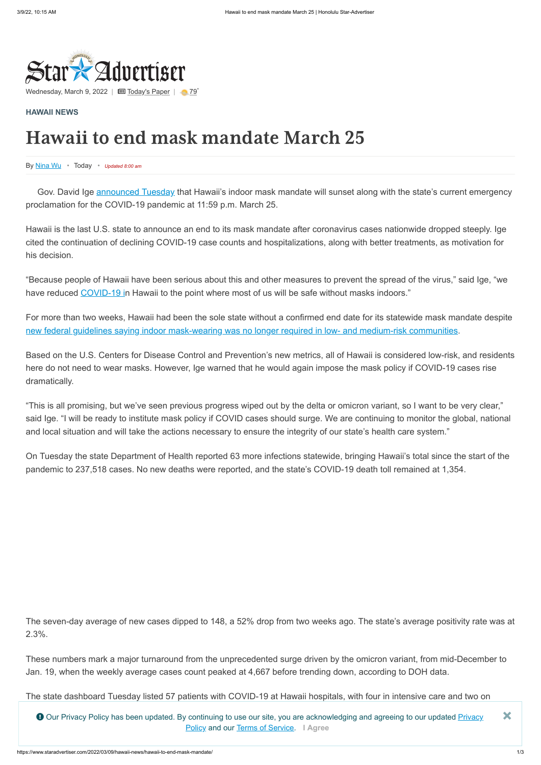Wednesday, March 9, 2022 | Today's Paper | 79°

**HAWAII NEWS**

# Hawaii to end mask mandate March 25

By Nina Wu • Today • *Updated 8:00 am*

Gov. David Ige announced Tuesday that Hawaii's indoor mask mandate will sunset along with the state's current emergency proclamation for the COVID-19 pandemic at 11:59 p.m. March 25.

Hawaii is the last U.S. state to announce an end to its mask mandate after coronavirus cases nationwide dropped steeply. Ige cited the continuation of declining COVID-19 case counts and hospitalizations, along with better treatments, as motivation for his decision.

"Because people of Hawaii have been serious about this and other measures to prevent the spread of the virus," said Ige, "we have reduced COVID-19 in Hawaii to the point where most of us will be safe without masks indoors."

For more than two weeks, Hawaii had been the sole state without a confirmed end date for its statewide mask mandate despite new federal guidelines saying indoor mask-wearing was no longer required in low- and medium-risk communities.

Based on the U.S. Centers for Disease Control and Prevention's new metrics, all of Hawaii is considered low-risk, and residents here do not need to wear masks. However, Ige warned that he would again impose the mask policy if COVID-19 cases rise dramatically.

"This is all promising, but we've seen previous progress wiped out by the delta or omicron variant, so I want to be very clear," said Ige. "I will be ready to institute mask policy if COVID cases should surge. We are continuing to monitor the global, national and local situation and will take the actions necessary to ensure the integrity of our state's health care system."

On Tuesday the state Department of Health reported 63 more infections statewide, bringing Hawaii's total since the start of the pandemic to 237,518 cases. No new deaths were reported, and the state's COVID-19 death toll remained at 1,354.

The seven-day average of new cases dipped to 148, a 52% drop from two weeks ago. The state's average positivity rate was at 2.3%.

These numbers mark a major turnaround from the unprecedented surge driven by the omicron variant, from mid-December to Jan. 19, when the weekly average cases count peaked at 4,667 before trending down, according to DOH data.

The state dashboard Tuesday listed 57 patients with COVID-19 at Hawaii hospitals, with four in intensive care and two on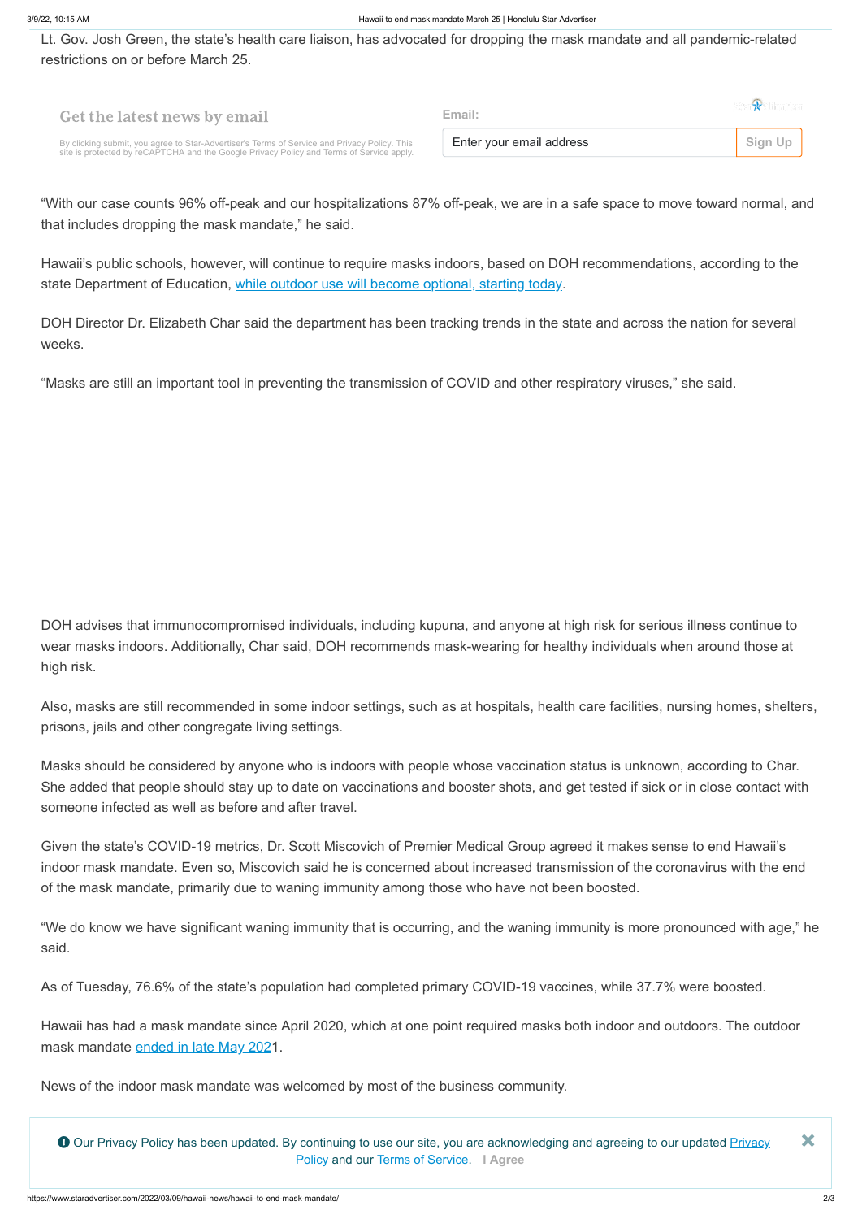Lt. Gov. Josh Green, the state's health care liaison, has advocated for dropping the mask mandate and all pandemic-related restrictions on or before March 25.

"With our case counts 96% off-peak and our hospitalizations 87% off-peak, we are in a safe space to move toward normal, and that includes dropping the mask mandate," he said.

Hawaii's public schools, however, will continue to require masks indoors, based on DOH recommendations, according to the state Department of Education, while outdoor use will become optional, starting today.

DOH Director Dr. Elizabeth Char said the department has been tracking trends in the state and across the nation for several weeks.

"Masks are still an important tool in preventing the transmission of COVID and other respiratory viruses," she said.

DOH advises that immunocompromised individuals, including kupuna, and anyone at high risk for serious illness continue to wear masks indoors. Additionally, Char said, DOH recommends mask-wearing for healthy individuals when around those at high risk.

Also, masks are still recommended in some indoor settings, such as at hospitals, health care facilities, nursing homes, shelters, prisons, jails and other congregate living settings.

Masks should be considered by anyone who is indoors with people whose vaccination status is unknown, according to Char. She added that people should stay up to date on vaccinations and booster shots, and get tested if sick or in close contact with someone infected as well as before and after travel.

Given the state's COVID-19 metrics, Dr. Scott Miscovich of Premier Medical Group agreed it makes sense to end Hawaii's indoor mask mandate. Even so, Miscovich said he is concerned about increased transmission of the coronavirus with the end of the mask mandate, primarily due to waning immunity among those who have not been boosted.

"We do know we have significant waning immunity that is occurring, and the waning immunity is more pronounced with age," he said.

As of Tuesday, 76.6% of the state's population had completed primary COVID-19 vaccines, while 37.7% were boosted.

Hawaii has had a mask mandate since April 2020, which at one point required masks both indoor and outdoors. The outdoor mask mandate ended in late May 2021.

News of the indoor mask mandate was welcomed by most of the business community.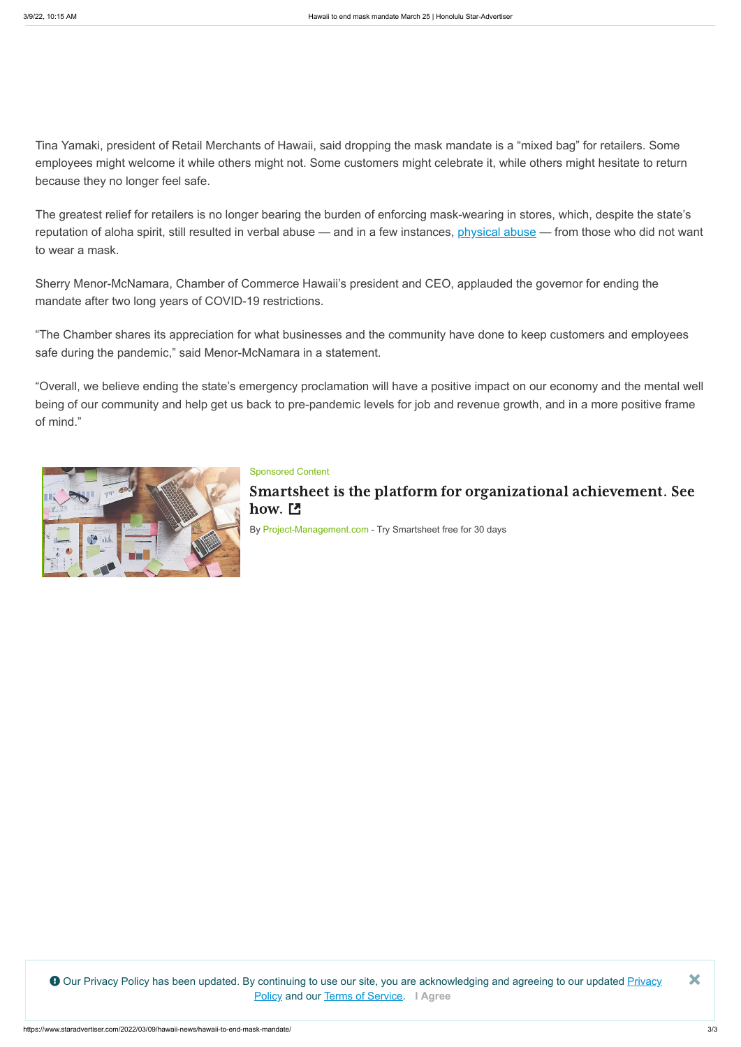Tina Yamaki, president of Retail Merchants of Hawaii, said dropping the mask mandate is a “mixed bag” for retailers. Some employees might welcome it while others might not. Some customers might celebrate it, while others might hesitate to return because they no longer feel safe.

The greatest relief for retailers is no longer bearing the burden of enforcing mask-wearing in stores, which, despite the state’s reputation of aloha spirit, still resulted in verbal abuse — and in a few instances, physical abuse — from those who did not want to wear a mask.

Sherry Menor-McNamara, Chamber of Commerce Hawaii’s president and CEO, applauded the governor for ending the mandate after two long years of COVID-19 restrictions.

“The Chamber shares its appreciation for what businesses and the community have done to keep customers and employees safe during the pandemic,” said Menor-McNamara in a statement.

“Overall, we believe ending the state’s emergency proclamation will have a positive impact on our economy and the mental well being of our community and help get us back to pre-pandemic levels for job and revenue growth, and in a more positive frame of mind.”

Sponsored Content

**Smartsheet is the platform for organizational achievement. See how.**

By Project-Management.com - Try Smartsheet free for 30 days

Our Privacy Policy has been updated. By continuing to use our site, you are acknowledging and agreeing to our updated Privacy Policy and our Terms of Service. I Agree